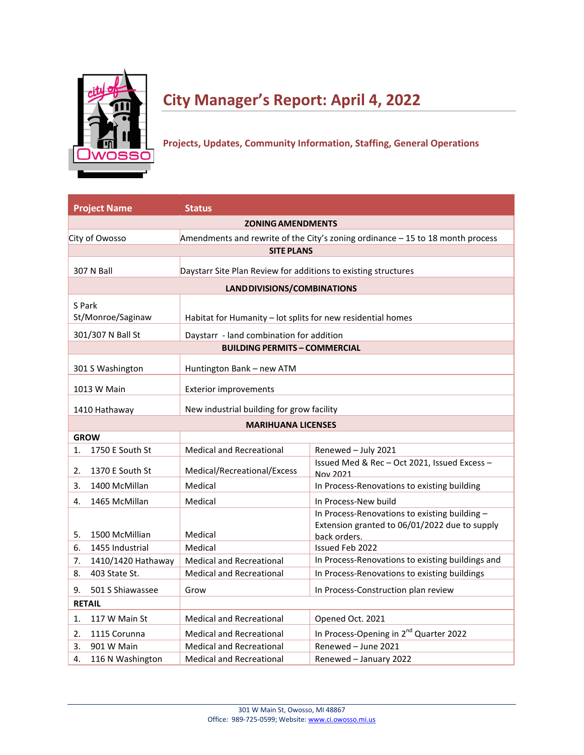# City Manager's Report: April 4, 2022

## Projects, Updates, Community Information, Staffing, General Operations

| Project Name | Status | |
|---|---|---|
| **ZONING AMENDMENTS** | | |
| City of Owosso | Amendments and rewrite of the City's zoning ordinance – 15 to 18 month process | |
| **SITE PLANS** | | |
| 307 N Ball | Daystarr Site Plan Review for additions to existing structures | |
| **LAND DIVISIONS/COMBINATIONS** | | |
| S Park St/Monroe/Saginaw | Habitat for Humanity – lot splits for new residential homes | |
| 301/307 N Ball St | Daystarr - land combination for addition | |
| **BUILDING PERMITS – COMMERCIAL** | | |
| 301 S Washington | Huntington Bank – new ATM | |
| 1013 W Main | Exterior improvements | |
| 1410 Hathaway | New industrial building for grow facility | |
| **MARIHUANA LICENSES** | | |
| **GROW** | | |
| 1. 1750 E South St | Medical and Recreational | Renewed – July 2021 |
| 2. 1370 E South St | Medical/Recreational/Excess | Issued Med & Rec – Oct 2021, Issued Excess – Nov 2021 |
| 3. 1400 McMillan | Medical | In Process-Renovations to existing building |
| 4. 1465 McMillan | Medical | In Process-New build |
| 5. 1500 McMillian | Medical | In Process-Renovations to existing building – Extension granted to 06/01/2022 due to supply back orders. |
| 6. 1455 Industrial | Medical | Issued Feb 2022 |
| 7. 1410/1420 Hathaway | Medical and Recreational | In Process-Renovations to existing buildings and |
| 8. 403 State St. | Medical and Recreational | In Process-Renovations to existing buildings |
| 9. 501 S Shiawassee | Grow | In Process-Construction plan review |
| **RETAIL** | | |
| 1. 117 W Main St | Medical and Recreational | Opened Oct. 2021 |
| 2. 1115 Corunna | Medical and Recreational | In Process-Opening in 2nd Quarter 2022 |
| 3. 901 W Main | Medical and Recreational | Renewed – June 2021 |
| 4. 116 N Washington | Medical and Recreational | Renewed – January 2022 |

301 W Main St, Owosso, MI 48867
Office: 989-725-0599; Website: www.ci.owosso.mi.us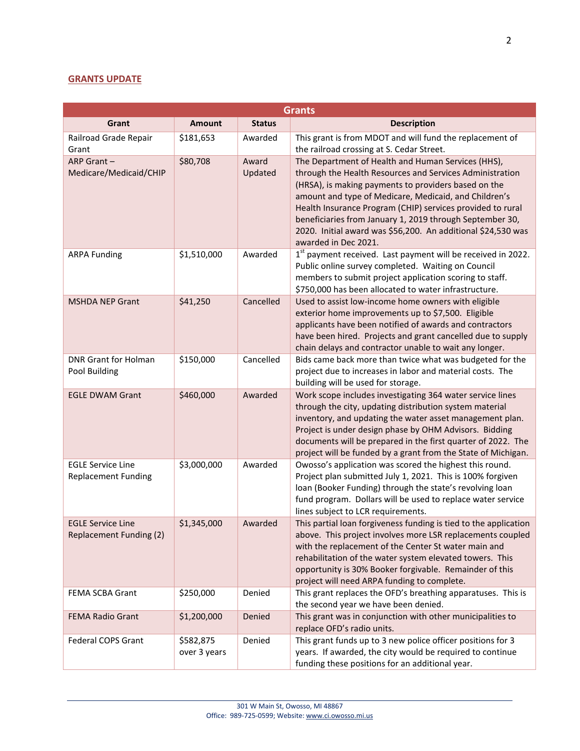## GRANTS UPDATE

| Grants | | | |
|---|---|---|---|
| **Grant** | **Amount** | **Status** | **Description** |
| Railroad Grade Repair Grant | $181,653 | Awarded | This grant is from MDOT and will fund the replacement of the railroad crossing at S. Cedar Street. |
| ARP Grant – Medicare/Medicaid/CHIP | $80,708 | Award Updated | The Department of Health and Human Services (HHS), through the Health Resources and Services Administration (HRSA), is making payments to providers based on the amount and type of Medicare, Medicaid, and Children's Health Insurance Program (CHIP) services provided to rural beneficiaries from January 1, 2019 through September 30, 2020. Initial award was $56,200. An additional $24,530 was awarded in Dec 2021. |
| ARPA Funding | $1,510,000 | Awarded | 1st payment received. Last payment will be received in 2022. Public online survey completed. Waiting on Council members to submit project application scoring to staff. $750,000 has been allocated to water infrastructure. |
| MSHDA NEP Grant | $41,250 | Cancelled | Used to assist low-income home owners with eligible exterior home improvements up to $7,500. Eligible applicants have been notified of awards and contractors have been hired. Projects and grant cancelled due to supply chain delays and contractor unable to wait any longer. |
| DNR Grant for Holman Pool Building | $150,000 | Cancelled | Bids came back more than twice what was budgeted for the project due to increases in labor and material costs. The building will be used for storage. |
| EGLE DWAM Grant | $460,000 | Awarded | Work scope includes investigating 364 water service lines through the city, updating distribution system material inventory, and updating the water asset management plan. Project is under design phase by OHM Advisors. Bidding documents will be prepared in the first quarter of 2022. The project will be funded by a grant from the State of Michigan. |
| EGLE Service Line Replacement Funding | $3,000,000 | Awarded | Owosso's application was scored the highest this round. Project plan submitted July 1, 2021. This is 100% forgiven loan (Booker Funding) through the state's revolving loan fund program. Dollars will be used to replace water service lines subject to LCR requirements. |
| EGLE Service Line Replacement Funding (2) | $1,345,000 | Awarded | This partial loan forgiveness funding is tied to the application above. This project involves more LSR replacements coupled with the replacement of the Center St water main and rehabilitation of the water system elevated towers. This opportunity is 30% Booker forgivable. Remainder of this project will need ARPA funding to complete. |
| FEMA SCBA Grant | $250,000 | Denied | This grant replaces the OFD's breathing apparatuses. This is the second year we have been denied. |
| FEMA Radio Grant | $1,200,000 | Denied | This grant was in conjunction with other municipalities to replace OFD's radio units. |
| Federal COPS Grant | $582,875 over 3 years | Denied | This grant funds up to 3 new police officer positions for 3 years. If awarded, the city would be required to continue funding these positions for an additional year. |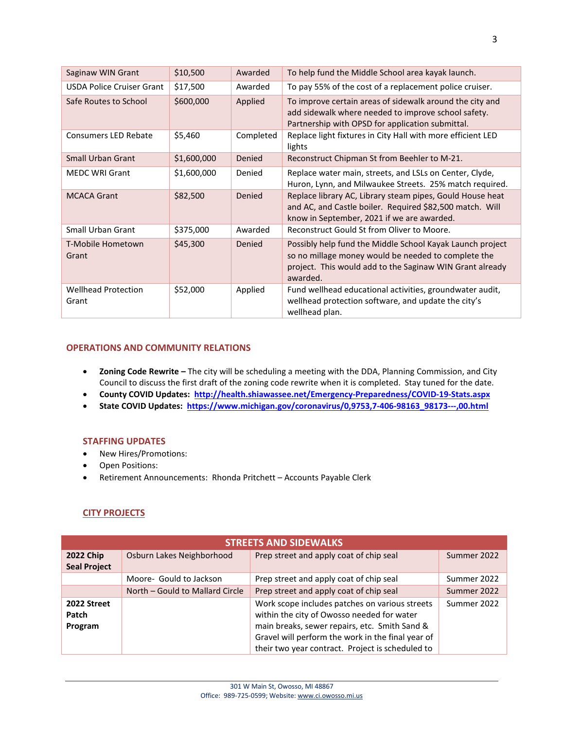| Saginaw WIN Grant | $10,500 | Awarded | To help fund the Middle School area kayak launch. |
|---|---|---|---|
| USDA Police Cruiser Grant | $17,500 | Awarded | To pay 55% of the cost of a replacement police cruiser. |
| Safe Routes to School | $600,000 | Applied | To improve certain areas of sidewalk around the city and add sidewalk where needed to improve school safety. Partnership with OPSD for application submittal. |
| Consumers LED Rebate | $5,460 | Completed | Replace light fixtures in City Hall with more efficient LED lights |
| Small Urban Grant | $1,600,000 | Denied | Reconstruct Chipman St from Beehler to M-21. |
| MEDC WRI Grant | $1,600,000 | Denied | Replace water main, streets, and LSLs on Center, Clyde, Huron, Lynn, and Milwaukee Streets. 25% match required. |
| MCACA Grant | $82,500 | Denied | Replace library AC, Library steam pipes, Gould House heat and AC, and Castle boiler. Required $82,500 match. Will know in September, 2021 if we are awarded. |
| Small Urban Grant | $375,000 | Awarded | Reconstruct Gould St from Oliver to Moore. |
| T-Mobile Hometown Grant | $45,300 | Denied | Possibly help fund the Middle School Kayak Launch project so no millage money would be needed to complete the project. This would add to the Saginaw WIN Grant already awarded. |
| Wellhead Protection Grant | $52,000 | Applied | Fund wellhead educational activities, groundwater audit, wellhead protection software, and update the city's wellhead plan. |

## OPERATIONS AND COMMUNITY RELATIONS

- **Zoning Code Rewrite –** The city will be scheduling a meeting with the DDA, Planning Commission, and City Council to discuss the first draft of the zoning code rewrite when it is completed. Stay tuned for the date.
- **County COVID Updates:** **http://health.shiawassee.net/Emergency-Preparedness/COVID-19-Stats.aspx**
- **State COVID Updates:** **https://www.michigan.gov/coronavirus/0,9753,7-406-98163_98173---,00.html**

## STAFFING UPDATES

- New Hires/Promotions:
- Open Positions:
- Retirement Announcements: Rhonda Pritchett – Accounts Payable Clerk

## CITY PROJECTS

| STREETS AND SIDEWALKS | | | |
|---|---|---|---|
| **2022 Chip Seal Project** | Osburn Lakes Neighborhood | Prep street and apply coat of chip seal | Summer 2022 |
| | Moore- Gould to Jackson | Prep street and apply coat of chip seal | Summer 2022 |
| | North – Gould to Mallard Circle | Prep street and apply coat of chip seal | Summer 2022 |
| **2022 Street Patch Program** | | Work scope includes patches on various streets within the city of Owosso needed for water main breaks, sewer repairs, etc. Smith Sand & Gravel will perform the work in the final year of their two year contract. Project is scheduled to | Summer 2022 |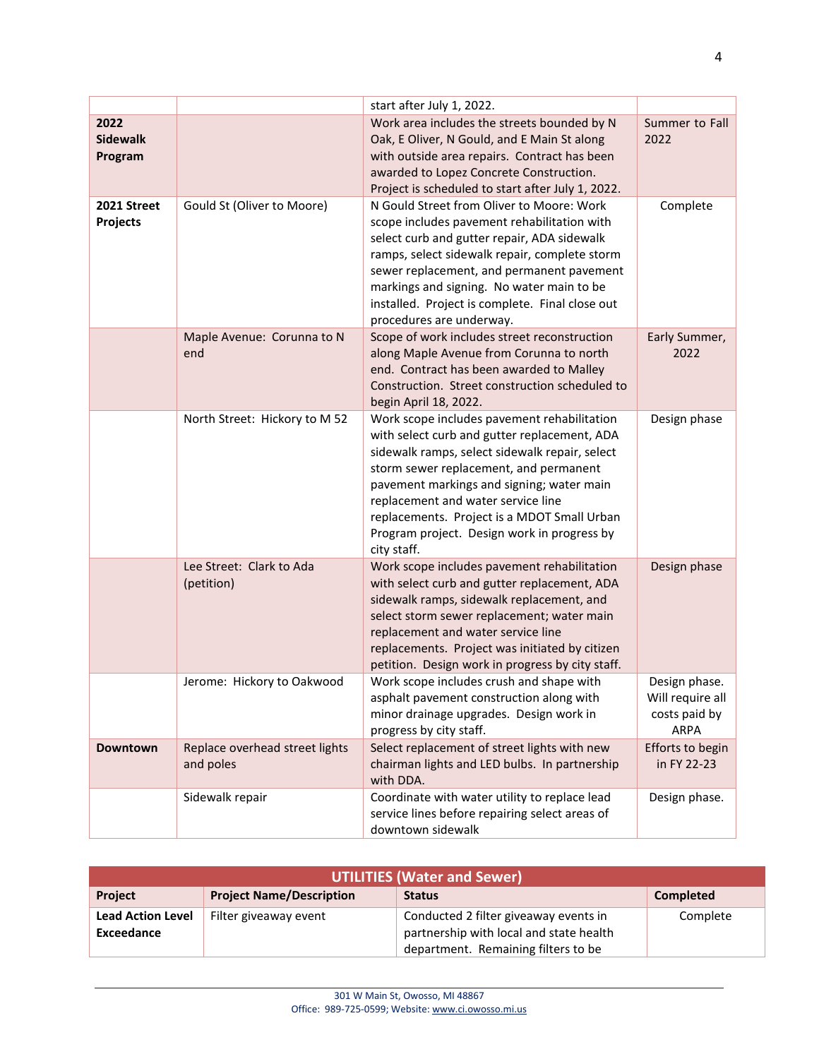| | | start after July 1, 2022. | |
|---|---|---|---|
| **2022 Sidewalk Program** | | Work area includes the streets bounded by N Oak, E Oliver, N Gould, and E Main St along with outside area repairs. Contract has been awarded to Lopez Concrete Construction. Project is scheduled to start after July 1, 2022. | Summer to Fall 2022 |
| **2021 Street Projects** | Gould St (Oliver to Moore) | N Gould Street from Oliver to Moore: Work scope includes pavement rehabilitation with select curb and gutter repair, ADA sidewalk ramps, select sidewalk repair, complete storm sewer replacement, and permanent pavement markings and signing. No water main to be installed. Project is complete. Final close out procedures are underway. | Complete |
| | Maple Avenue: Corunna to N end | Scope of work includes street reconstruction along Maple Avenue from Corunna to north end. Contract has been awarded to Malley Construction. Street construction scheduled to begin April 18, 2022. | Early Summer, 2022 |
| | North Street: Hickory to M 52 | Work scope includes pavement rehabilitation with select curb and gutter replacement, ADA sidewalk ramps, select sidewalk repair, select storm sewer replacement, and permanent pavement markings and signing; water main replacement and water service line replacements. Project is a MDOT Small Urban Program project. Design work in progress by city staff. | Design phase |
| | Lee Street: Clark to Ada (petition) | Work scope includes pavement rehabilitation with select curb and gutter replacement, ADA sidewalk ramps, sidewalk replacement, and select storm sewer replacement; water main replacement and water service line replacements. Project was initiated by citizen petition. Design work in progress by city staff. | Design phase |
| | Jerome: Hickory to Oakwood | Work scope includes crush and shape with asphalt pavement construction along with minor drainage upgrades. Design work in progress by city staff. | Design phase. Will require all costs paid by ARPA |
| **Downtown** | Replace overhead street lights and poles | Select replacement of street lights with new chairman lights and LED bulbs. In partnership with DDA. | Efforts to begin in FY 22-23 |
| | Sidewalk repair | Coordinate with water utility to replace lead service lines before repairing select areas of downtown sidewalk | Design phase. |

| **UTILITIES (Water and Sewer)** | | | |
|---|---|---|---|
| **Project** | **Project Name/Description** | **Status** | **Completed** |
| **Lead Action Level Exceedance** | Filter giveaway event | Conducted 2 filter giveaway events in partnership with local and state health department. Remaining filters to be | Complete |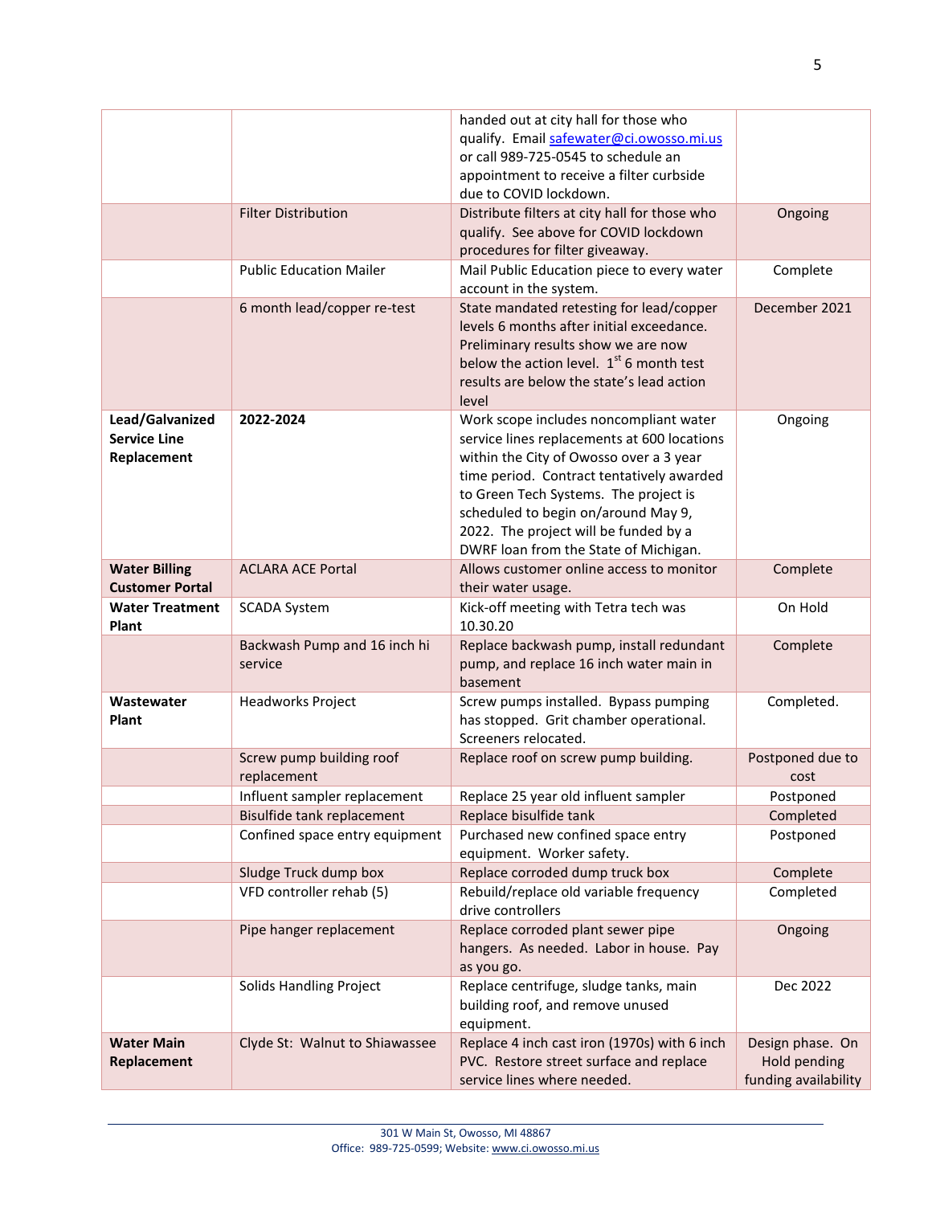| | | | |
|---|---|---|---|
| | | handed out at city hall for those who qualify. Email safewater@ci.owosso.mi.us or call 989-725-0545 to schedule an appointment to receive a filter curbside due to COVID lockdown. | |
| | Filter Distribution | Distribute filters at city hall for those who qualify. See above for COVID lockdown procedures for filter giveaway. | Ongoing |
| | Public Education Mailer | Mail Public Education piece to every water account in the system. | Complete |
| | 6 month lead/copper re-test | State mandated retesting for lead/copper levels 6 months after initial exceedance. Preliminary results show we are now below the action level. 1st 6 month test results are below the state's lead action level | December 2021 |
| **Lead/Galvanized Service Line Replacement** | **2022-2024** | Work scope includes noncompliant water service lines replacements at 600 locations within the City of Owosso over a 3 year time period. Contract tentatively awarded to Green Tech Systems. The project is scheduled to begin on/around May 9, 2022. The project will be funded by a DWRF loan from the State of Michigan. | Ongoing |
| **Water Billing Customer Portal** | ACLARA ACE Portal | Allows customer online access to monitor their water usage. | Complete |
| **Water Treatment Plant** | SCADA System | Kick-off meeting with Tetra tech was 10.30.20 | On Hold |
| | Backwash Pump and 16 inch hi service | Replace backwash pump, install redundant pump, and replace 16 inch water main in basement | Complete |
| **Wastewater Plant** | Headworks Project | Screw pumps installed. Bypass pumping has stopped. Grit chamber operational. Screeners relocated. | Completed. |
| | Screw pump building roof replacement | Replace roof on screw pump building. | Postponed due to cost |
| | Influent sampler replacement | Replace 25 year old influent sampler | Postponed |
| | Bisulfide tank replacement | Replace bisulfide tank | Completed |
| | Confined space entry equipment | Purchased new confined space entry equipment. Worker safety. | Postponed |
| | Sludge Truck dump box | Replace corroded dump truck box | Complete |
| | VFD controller rehab (5) | Rebuild/replace old variable frequency drive controllers | Completed |
| | Pipe hanger replacement | Replace corroded plant sewer pipe hangers. As needed. Labor in house. Pay as you go. | Ongoing |
| | Solids Handling Project | Replace centrifuge, sludge tanks, main building roof, and remove unused equipment. | Dec 2022 |
| **Water Main Replacement** | Clyde St: Walnut to Shiawassee | Replace 4 inch cast iron (1970s) with 6 inch PVC. Restore street surface and replace service lines where needed. | Design phase. On Hold pending funding availability |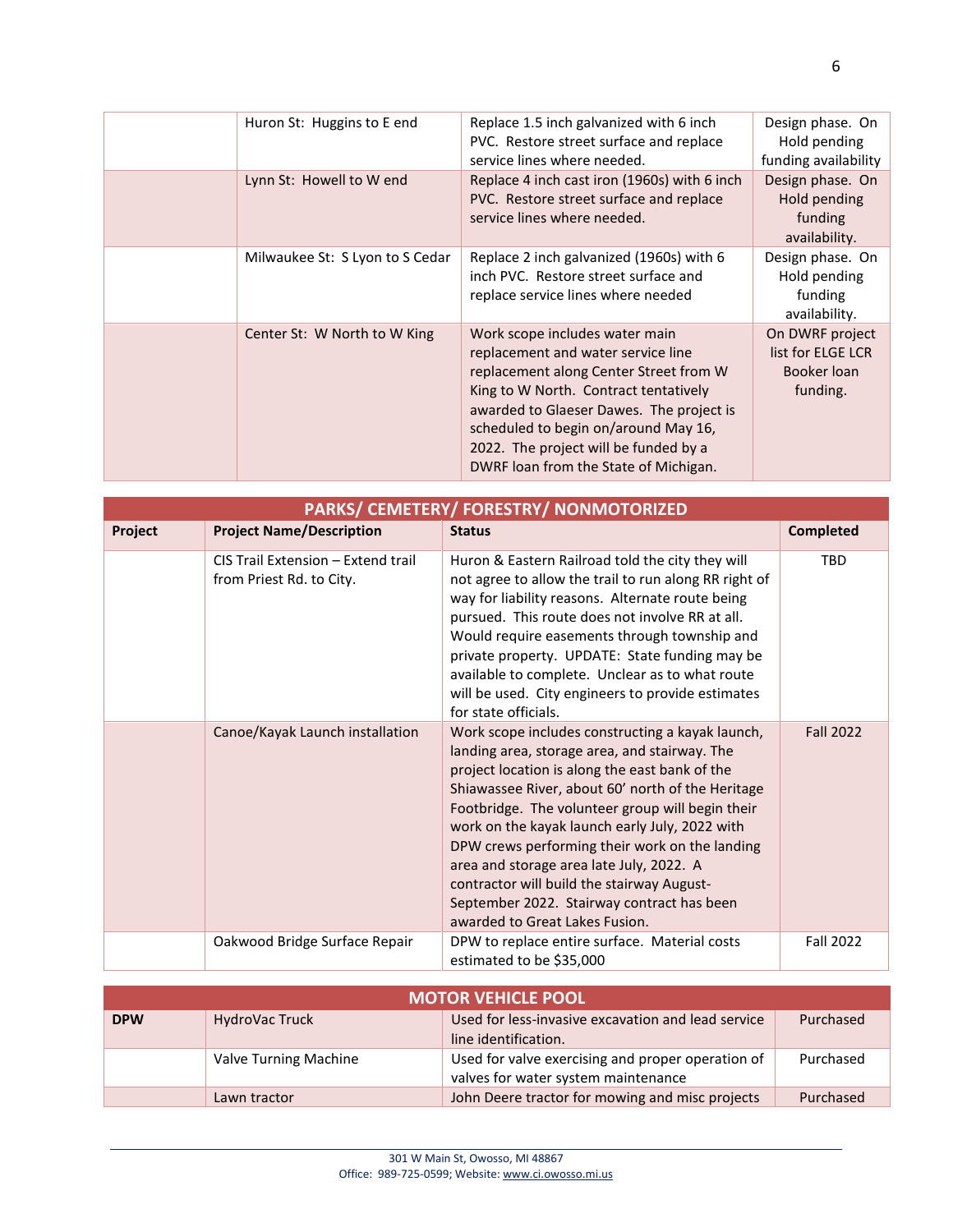|  | Huron St: Huggins to E end | Replace 1.5 inch galvanized with 6 inch PVC. Restore street surface and replace service lines where needed. | Design phase. On Hold pending funding availability |
| --- | --- | --- | --- |
|  | Lynn St: Howell to W end | Replace 4 inch cast iron (1960s) with 6 inch PVC. Restore street surface and replace service lines where needed. | Design phase. On Hold pending funding availability. |
|  | Milwaukee St: S Lyon to S Cedar | Replace 2 inch galvanized (1960s) with 6 inch PVC. Restore street surface and replace service lines where needed | Design phase. On Hold pending funding availability. |
|  | Center St: W North to W King | Work scope includes water main replacement and water service line replacement along Center Street from W King to W North. Contract tentatively awarded to Glaeser Dawes. The project is scheduled to begin on/around May 16, 2022. The project will be funded by a DWRF loan from the State of Michigan. | On DWRF project list for ELGE LCR Booker loan funding. |

## PARKS/ CEMETERY/ FORESTRY/ NONMOTORIZED

| Project | Project Name/Description | Status | Completed |
| --- | --- | --- | --- |
|  | CIS Trail Extension – Extend trail from Priest Rd. to City. | Huron & Eastern Railroad told the city they will not agree to allow the trail to run along RR right of way for liability reasons. Alternate route being pursued. This route does not involve RR at all. Would require easements through township and private property. UPDATE: State funding may be available to complete. Unclear as to what route will be used. City engineers to provide estimates for state officials. | TBD |
|  | Canoe/Kayak Launch installation | Work scope includes constructing a kayak launch, landing area, storage area, and stairway. The project location is along the east bank of the Shiawassee River, about 60' north of the Heritage Footbridge. The volunteer group will begin their work on the kayak launch early July, 2022 with DPW crews performing their work on the landing area and storage area late July, 2022. A contractor will build the stairway August-September 2022. Stairway contract has been awarded to Great Lakes Fusion. | Fall 2022 |
|  | Oakwood Bridge Surface Repair | DPW to replace entire surface. Material costs estimated to be $35,000 | Fall 2022 |

## MOTOR VEHICLE POOL

| DPW | HydroVac Truck | Used for less-invasive excavation and lead service line identification. | Purchased |
| --- | --- | --- | --- |
|  | Valve Turning Machine | Used for valve exercising and proper operation of valves for water system maintenance | Purchased |
|  | Lawn tractor | John Deere tractor for mowing and misc projects | Purchased |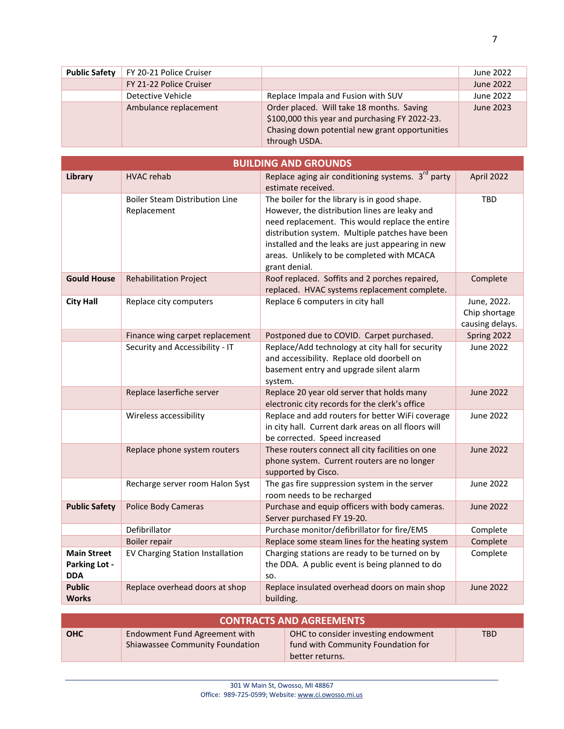| | | | |
|---|---|---|---|
| **Public Safety** | FY 20-21 Police Cruiser | | June 2022 |
| | FY 21-22 Police Cruiser | | June 2022 |
| | Detective Vehicle | Replace Impala and Fusion with SUV | June 2022 |
| | Ambulance replacement | Order placed. Will take 18 months. Saving $100,000 this year and purchasing FY 2022-23. Chasing down potential new grant opportunities through USDA. | June 2023 |

| BUILDING AND GROUNDS | | | |
|---|---|---|---|
| **Library** | HVAC rehab | Replace aging air conditioning systems. 3rd party estimate received. | April 2022 |
| | Boiler Steam Distribution Line Replacement | The boiler for the library is in good shape. However, the distribution lines are leaky and need replacement. This would replace the entire distribution system. Multiple patches have been installed and the leaks are just appearing in new areas. Unlikely to be completed with MCACA grant denial. | TBD |
| **Gould House** | Rehabilitation Project | Roof replaced. Soffits and 2 porches repaired, replaced. HVAC systems replacement complete. | Complete |
| **City Hall** | Replace city computers | Replace 6 computers in city hall | June, 2022. Chip shortage causing delays. |
| | Finance wing carpet replacement | Postponed due to COVID. Carpet purchased. | Spring 2022 |
| | Security and Accessibility - IT | Replace/Add technology at city hall for security and accessibility. Replace old doorbell on basement entry and upgrade silent alarm system. | June 2022 |
| | Replace laserfiche server | Replace 20 year old server that holds many electronic city records for the clerk's office | June 2022 |
| | Wireless accessibility | Replace and add routers for better WiFi coverage in city hall. Current dark areas on all floors will be corrected. Speed increased | June 2022 |
| | Replace phone system routers | These routers connect all city facilities on one phone system. Current routers are no longer supported by Cisco. | June 2022 |
| | Recharge server room Halon Syst | The gas fire suppression system in the server room needs to be recharged | June 2022 |
| **Public Safety** | Police Body Cameras | Purchase and equip officers with body cameras. Server purchased FY 19-20. | June 2022 |
| | Defibrillator | Purchase monitor/defibrillator for fire/EMS | Complete |
| | Boiler repair | Replace some steam lines for the heating system | Complete |
| **Main Street Parking Lot - DDA** | EV Charging Station Installation | Charging stations are ready to be turned on by the DDA. A public event is being planned to do so. | Complete |
| **Public Works** | Replace overhead doors at shop | Replace insulated overhead doors on main shop building. | June 2022 |

| CONTRACTS AND AGREEMENTS | | | |
|---|---|---|---|
| **OHC** | Endowment Fund Agreement with Shiawassee Community Foundation | OHC to consider investing endowment fund with Community Foundation for better returns. | TBD |

301 W Main St, Owosso, MI 48867
Office: 989-725-0599; Website: www.ci.owosso.mi.us